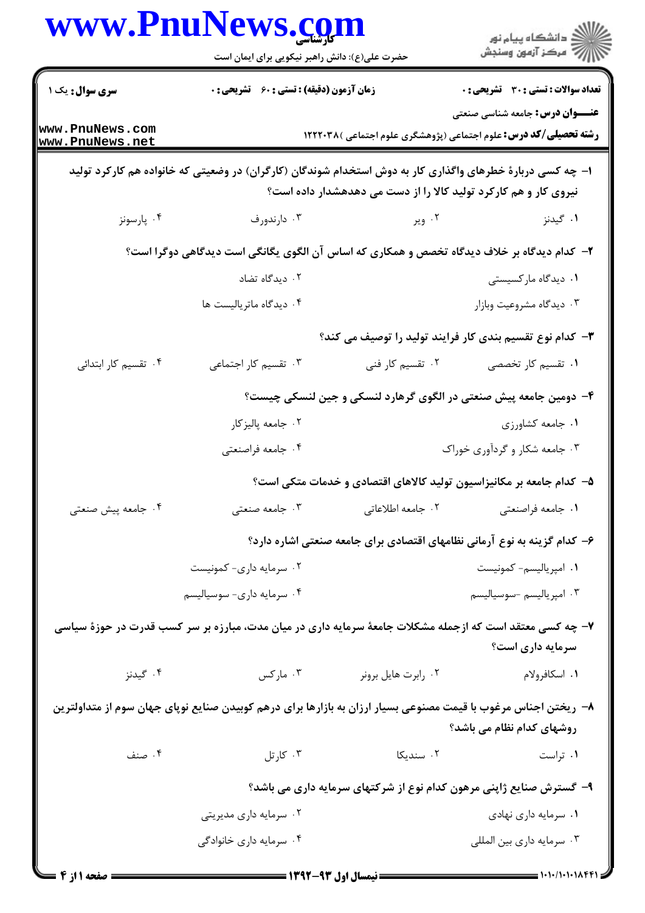**سری سوال:** یک ۱

**زمان آزمون (دقیقه) : تستی : ۶۰ تشریحی : ۰**

**تعداد سوالات : تستی : ۳۰ تشریحی : ۰**

**عنـــوان درس:** جامعه شناسی صنعتی

**رشته تحصیلی/کد درس:** علوم اجتماعی (پژوهشگری علوم اجتماعی )۱۲۲۲۰۳۸

**۱- چه کسی دربارهٔ خطرهای واگذاری کار به دوش استخدام شوندگان (کارگران) در وضعیتی که خانواده هم کارکرد تولید نیروی کار و هم کارکرد تولید کالا را از دست می دهدهشدار داده است؟**

۱. گیدنز ۲. وبر ۳. دارندورف ۴. پارسونز

**۲- کدام دیدگاه بر خلاف دیدگاه تخصص و همکاری که اساس آن الگوی یگانگی است دیدگاهی دوگرا است؟**

۱. دیدگاه مارکسیستی
۲. دیدگاه تضاد
۳. دیدگاه مشروعیت وبازار
۴. دیدگاه ماتریالیست ها

**۳- کدام نوع تقسیم بندی کار فرایند تولید را توصیف می کند؟**

۱. تقسیم کار تخصصی ۲. تقسیم کار فنی ۳. تقسیم کار اجتماعی ۴. تقسیم کار ابتدائی

**۴- دومین جامعه پیش صنعتی در الگوی گرهارد لنسکی و جین لنسکی چیست؟**

۱. جامعه کشاورزی
۲. جامعه پالیزکار
۳. جامعه شکار و گردآوری خوراک
۴. جامعه فراصنعتی

**۵- کدام جامعه بر مکانیزاسیون تولید کالاهای اقتصادی و خدمات متکی است؟**

۱. جامعه فراصنعتی ۲. جامعه اطلاعاتی ۳. جامعه صنعتی ۴. جامعه پیش صنعتی

**۶- کدام گزینه به نوع آرمانی نظامهای اقتصادی برای جامعه صنعتی اشاره دارد؟**

۱. امپریالیسم- کمونیست
۲. سرمایه داری- کمونیست
۳. امپریالیسم -سوسیالیسم
۴. سرمایه داری- سوسیالیسم

**۷- چه کسی معتقد است که ازجمله مشکلات جامعهٔ سرمایه داری در میان مدت، مبارزه بر سر کسب قدرت در حوزهٔ سیاسی سرمایه داری است؟**

۱. اسکافرولام ۲. رابرت هایل برونر ۳. مارکس ۴. گیدنز

**۸- ریختن اجناس مرغوب با قیمت مصنوعی بسیار ارزان به بازارها برای درهم کوبیدن صنایع نوپای جهان سوم از متداولترین روشهای کدام نظام می باشد؟**

۱. تراست ۲. سندیکا ۳. کارتل ۴. صنف

**۹- گسترش صنایع ژاپنی مرهون کدام نوع از شرکتهای سرمایه داری می باشد؟**

۱. سرمایه داری نهادی
۲. سرمایه داری مدیریتی
۳. سرمایه داری بین المللی
۴. سرمایه داری خانوادگی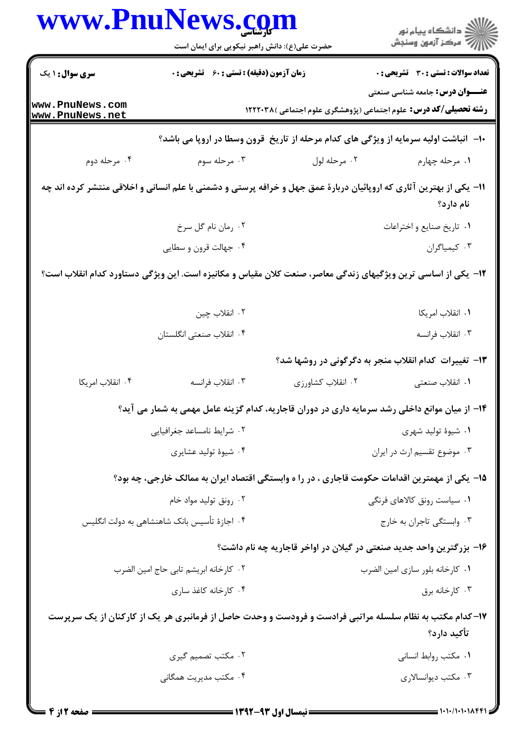**سری سوال:** ۱ یک

**زمان آزمون (دقیقه) : تستی : ۶۰ تشریحی : ۰**

**تعداد سوالات : تستی : ۳۰ تشریحی : ۰**

**عنـــوان درس:** جامعه شناسی صنعتی

**رشته تحصیلی/کد درس:** علوم اجتماعی (پژوهشگری علوم اجتماعی )۱۲۲۲۰۳۸

**۱۰- انباشت اولیه سرمایه از ویژگی های کدام مرحله از تاریخ قرون وسطا در اروپا می باشد؟**

۱. مرحله چهارم ۲. مرحله لول ۳. مرحله سوم ۴. مرحله دوم

**۱۱- یکی از بهترین آثاری که اروپائیان دربارهٔ عمق جهل و خرافه پرستی و دشمنی با علم انسانی و اخلاقی منتشر کرده اند چه نام دارد؟**

۱. تاریخ صنایع و اختراعات

۲. رمان نام گل سرخ

۳. کیمیاگران

۴. جهالت قرون و سطایی

**۱۲- یکی از اساسی ترین ویژگیهای زندگی معاصر، صنعت کلان مقیاس و مکانیزه است. این ویژگی دستاورد کدام انقلاب است؟**

۱. انقلاب امریکا

۲. انقلاب چین

۳. انقلاب فرانسه

۴. انقلاب صنعتی انگلستان

**۱۳- تغییرات کدام انقلاب منجر به دگرگونی در روشها شد؟**

۱. انقلاب صنعتی ۲. انقلاب کشاورزی ۳. انقلاب فرانسه ۴. انقلاب امریکا

**۱۴- از میان موانع داخلی رشد سرمایه داری در دوران قاجاریه، کدام گزینه عامل مهمی به شمار می آید؟**

۱. شیوهٔ تولید شهری

۲. شرایط نامساعد جغرافیایی

۳. موضوع تقسیم ارث در ایران

۴. شیوهٔ تولید عشایری

**۱۵- یکی از مهمترین اقدامات حکومت قاجاری ، در را ه وابستگی اقتصاد ایران به ممالک خارجی، چه بود؟**

۱. سیاست رونق کالاهای فرنگی

۲. رونق تولید مواد خام

۳. وابستگی تاجران به خارج

۴. اجازهٔ تأسیس بانک شاهنشاهی به دولت انگلیس

**۱۶- بزرگترین واحد جدید صنعتی در گیلان در اواخر قاجاریه چه نام داشت؟**

۱. کارخانه بلور سازی امین الضرب

۲. کارخانه ابریشم تابی حاج امین الضرب

۳. کارخانه برق

۴. کارخانه کاغذ سازی

**۱۷- کدام مکتب به نظام سلسله مراتبی فرادست و فرودست و وحدت حاصل از فرمانبری هر یک از کارکنان از یک سرپرست تأکید دارد؟**

۱. مکتب روابط انسانی

۲. مکتب تصمیم گیری

۳. مکتب دیوانسالاری

۴. مکتب مدیریت همگانی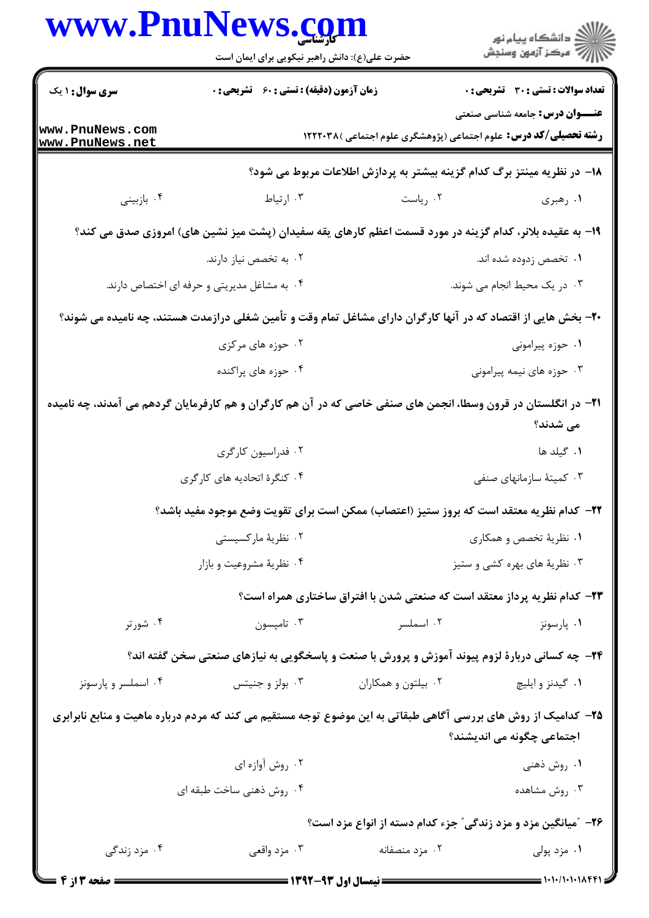۱۸- در نظریه مینتز برگ کدام گزینه بیشتر به پردازش اطلاعات مربوط می شود؟

۱. رهبری
۲. ریاست
۳. ارتباط
۴. بازبینی

۱۹- به عقیده بلانر، کدام گزینه در مورد قسمت اعظم کارهای یقه سفیدان (پشت میز نشین های) امروزی صدق می کند؟

۱. تخصص زدوده شده اند.
۲. به تخصص نیاز دارند.
۳. در یک محیط انجام می شوند.
۴. به مشاغل مدیریتی و حرفه ای اختصاص دارند.

۲۰- بخش هایی از اقتصاد که در آنها کارگران دارای مشاغل تمام وقت و تأمین شغلی درازمدت هستند، چه نامیده می شوند؟

۱. حوزه پیرامونی
۲. حوزه های مرکزی
۳. حوزه های نیمه پیرامونی
۴. حوزه های پراکنده

۲۱- در انگلستان در قرون وسطا، انجمن های صنفی خاصی که در آن هم کارگران و هم کارفرمایان گردهم می آمدند، چه نامیده می شدند؟

۱. گیلد ها
۲. فدراسیون کارگری
۳. کمیتهٔ سازمانهای صنفی
۴. کنگرهٔ اتحادیه های کارگری

۲۲- کدام نظریه معتقد است که بروز ستیز (اعتصاب) ممکن است برای تقویت وضع موجود مفید باشد؟

۱. نظریهٔ تخصص و همکاری
۲. نظریهٔ مارکسیستی
۳. نظریهٔ های بهره کشی و ستیز
۴. نظریهٔ مشروعیت و بازار

۲۳- کدام نظریه پرداز معتقد است که صنعتی شدن با افتراق ساختاری همراه است؟

۱. پارسونز
۲. اسملسر
۳. تامپسون
۴. شورتر

۲۴- چه کسانی دربارهٔ لزوم پیوند آموزش و پرورش با صنعت و پاسخگویی به نیازهای صنعتی سخن گفته اند؟

۱. گیدنز و ایلیچ
۲. بیلتون و همکاران
۳. بولز و جینتیس
۴. اسملسر و پارسونز

۲۵- کدامیک از روش های بررسی آگاهی طبقاتی به این موضوع توجه مستقیم می کند که مردم درباره ماهیت و منابع نابرابری اجتماعی چگونه می اندیشند؟

۱. روش ذهنی
۲. روش آوازه ای
۳. روش مشاهده
۴. روش ذهنی ساخت طبقه ای

۲۶- "میانگین مزد و مزد زندگی" جزء کدام دسته از انواع مزد است؟

۱. مزد پولی
۲. مزد منصفانه
۳. مزد واقعی
۴. مزد زندگی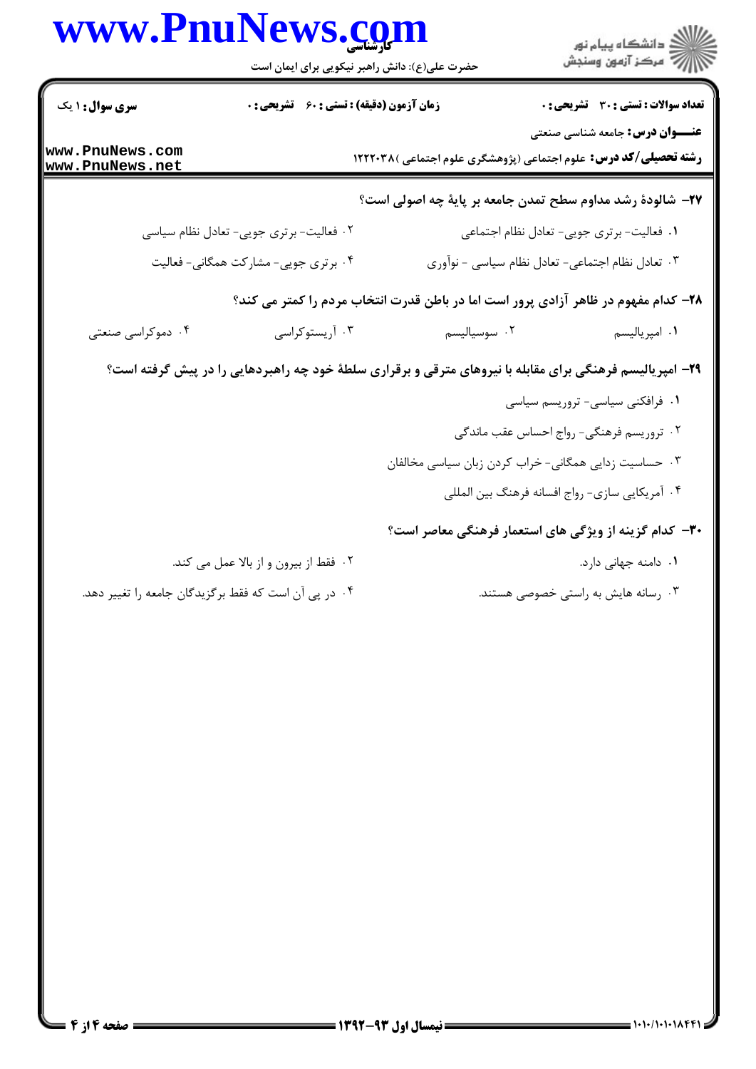**سری سوال:** ۱ یک

**زمان آزمون (دقیقه) : تستی :** ۶۰ **تشریحی :** ۰

**تعداد سوالات : تستی :** ۳۰ **تشریحی :** ۰

**عنـــوان درس:** جامعه شناسی صنعتی

**رشته تحصیلی/کد درس:** علوم اجتماعی (پژوهشگری علوم اجتماعی )۱۲۲۲۰۳۸

**۲۷- شالودهٔ رشد مداوم سطح تمدن جامعه بر پایهٔ چه اصولی است؟**

۱. فعالیت- برتری جویی- تعادل نظام اجتماعی

۲. فعالیت- برتری جویی- تعادل نظام سیاسی

۳. تعادل نظام اجتماعی- تعادل نظام سیاسی - نوآوری

۴. برتری جویی- مشارکت همگانی- فعالیت

**۲۸- کدام مفهوم در ظاهر آزادی پرور است اما در باطن قدرت انتخاب مردم را کمتر می کند؟**

۱. امپریالیسم

۲. سوسیالیسم

۳. آریستوکراسی

۴. دموکراسی صنعتی

**۲۹- امپریالیسم فرهنگی برای مقابله با نیروهای مترقی و برقراری سلطهٔ خود چه راهبردهایی را در پیش گرفته است؟**

۱. فرافکنی سیاسی- تروریسم سیاسی

۲. تروریسم فرهنگی- رواج احساس عقب ماندگی

۳. حساسیت زدایی همگانی- خراب کردن زبان سیاسی مخالفان

۴. آمریکایی سازی- رواج افسانه فرهنگ بین المللی

**۳۰- کدام گزینه از ویژگی های استعمار فرهنگی معاصر است؟**

۱. دامنه جهانی دارد.

۲. فقط از بیرون و از بالا عمل می کند.

۳. رسانه هایش به راستی خصوصی هستند.

۴. در پی آن است که فقط برگزیدگان جامعه را تغییر دهد.